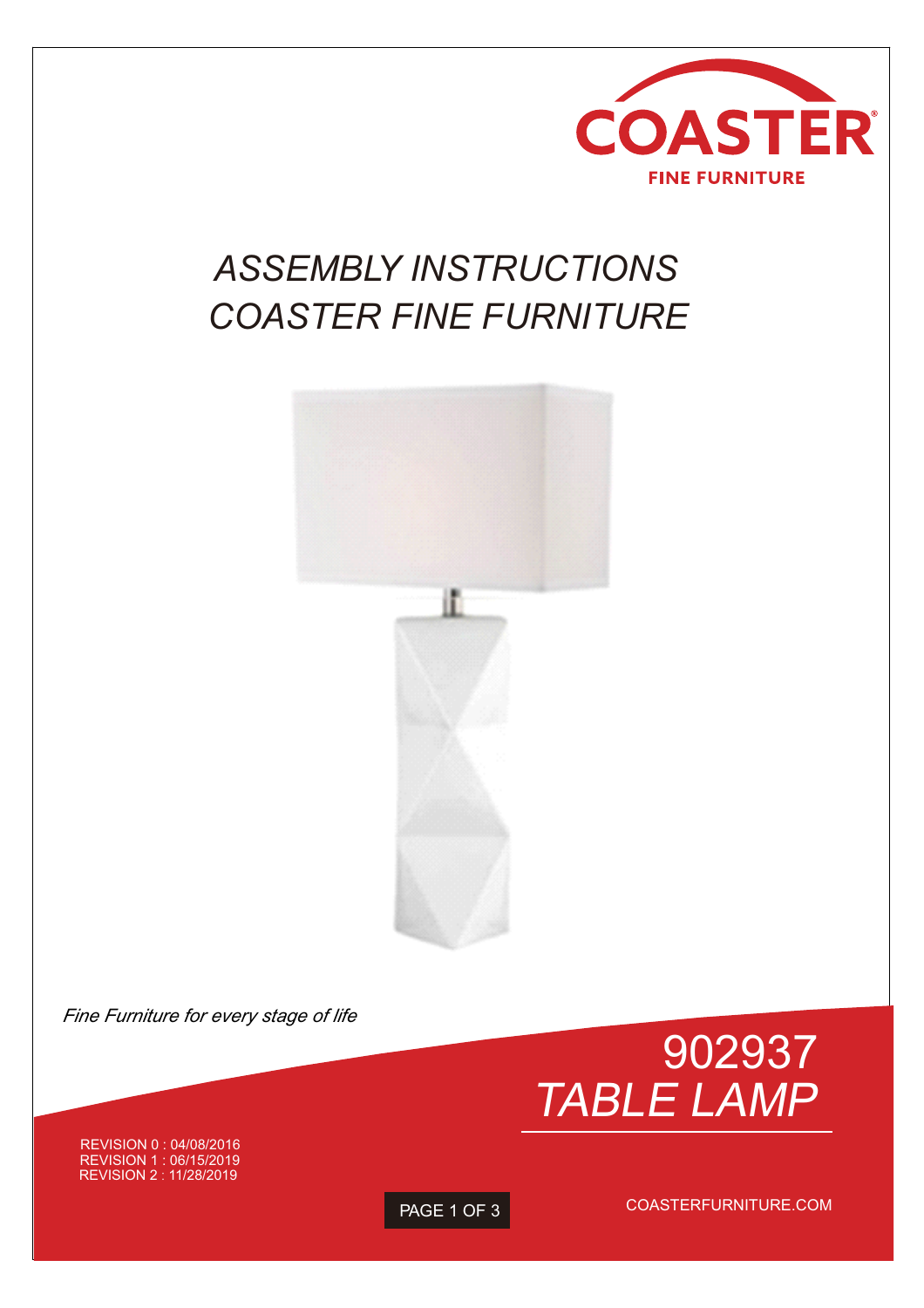COASTER®
FINE FURNITURE

# *ASSEMBLY INSTRUCTIONS*
# *COASTER FINE FURNITURE*

*Fine Furniture for every stage of life*

## 902937
## *TABLE LAMP*

REVISION 0 : 04/08/2016
REVISION 1 : 06/15/2019
REVISION 2 : 11/28/2019

COASTERFURNITURE.COM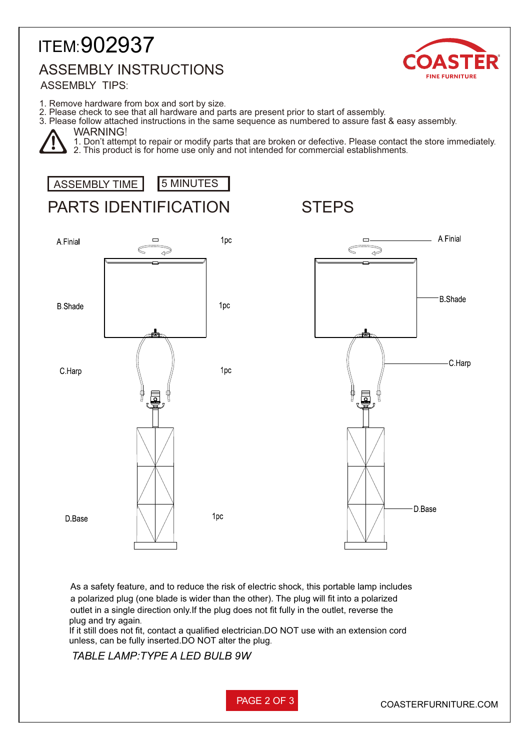# ITEM:902937

## ASSEMBLY INSTRUCTIONS

ASSEMBLY TIPS:

1. Remove hardware from box and sort by size.
2. Please check to see that all hardware and parts are present prior to start of assembly.
3. Please follow attached instructions in the same sequence as numbered to assure fast & easy assembly.

WARNING!

1. Don't attempt to repair or modify parts that are broken or defective. Please contact the store immediately.
2. This product is for home use only and not intended for commercial establishments.

| ASSEMBLY TIME | 5 MINUTES |
| --- | --- |

## PARTS IDENTIFICATION

| Part | Qty |
| --- | --- |
| A.Finial | 1pc |
| B.Shade | 1pc |
| C.Harp | 1pc |
| D.Base | 1pc |

## STEPS

A.Finial

B.Shade

C.Harp

D.Base

As a safety feature, and to reduce the risk of electric shock, this portable lamp includes a polarized plug (one blade is wider than the other). The plug will fit into a polarized outlet in a single direction only.If the plug does not fit fully in the outlet, reverse the plug and try again.
If it still does not fit, contact a qualified electrician.DO NOT use with an extension cord unless, can be fully inserted.DO NOT alter the plug.

*TABLE LAMP:TYPE A LED BULB 9W*

COASTERFURNITURE.COM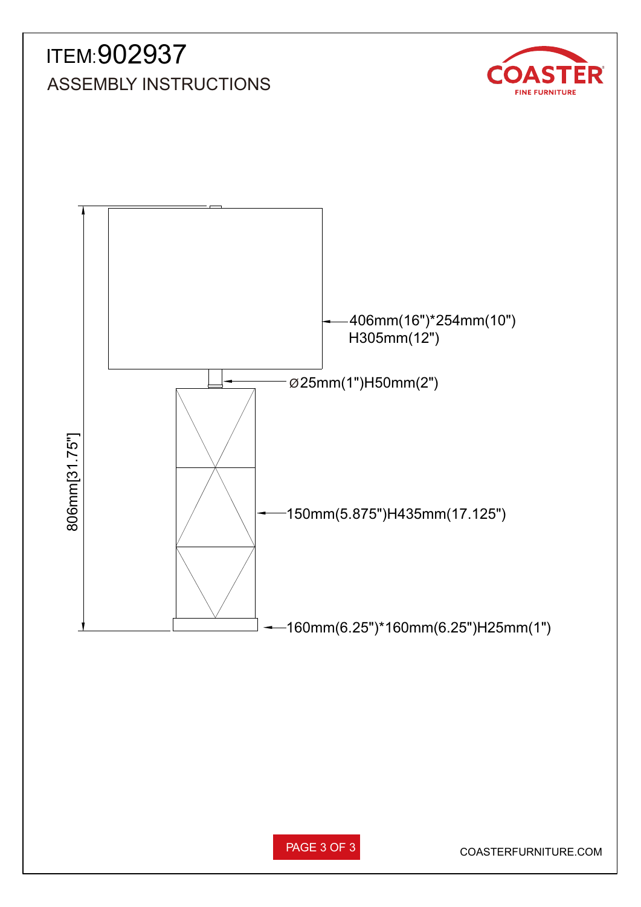# ITEM:902937

## ASSEMBLY INSTRUCTIONS

COASTER
FINE FURNITURE

406mm(16")*254mm(10")
H305mm(12")

Ø25mm(1")H50mm(2")

806mm[31.75"]

150mm(5.875")H435mm(17.125")

160mm(6.25")*160mm(6.25")H25mm(1")

COASTERFURNITURE.COM